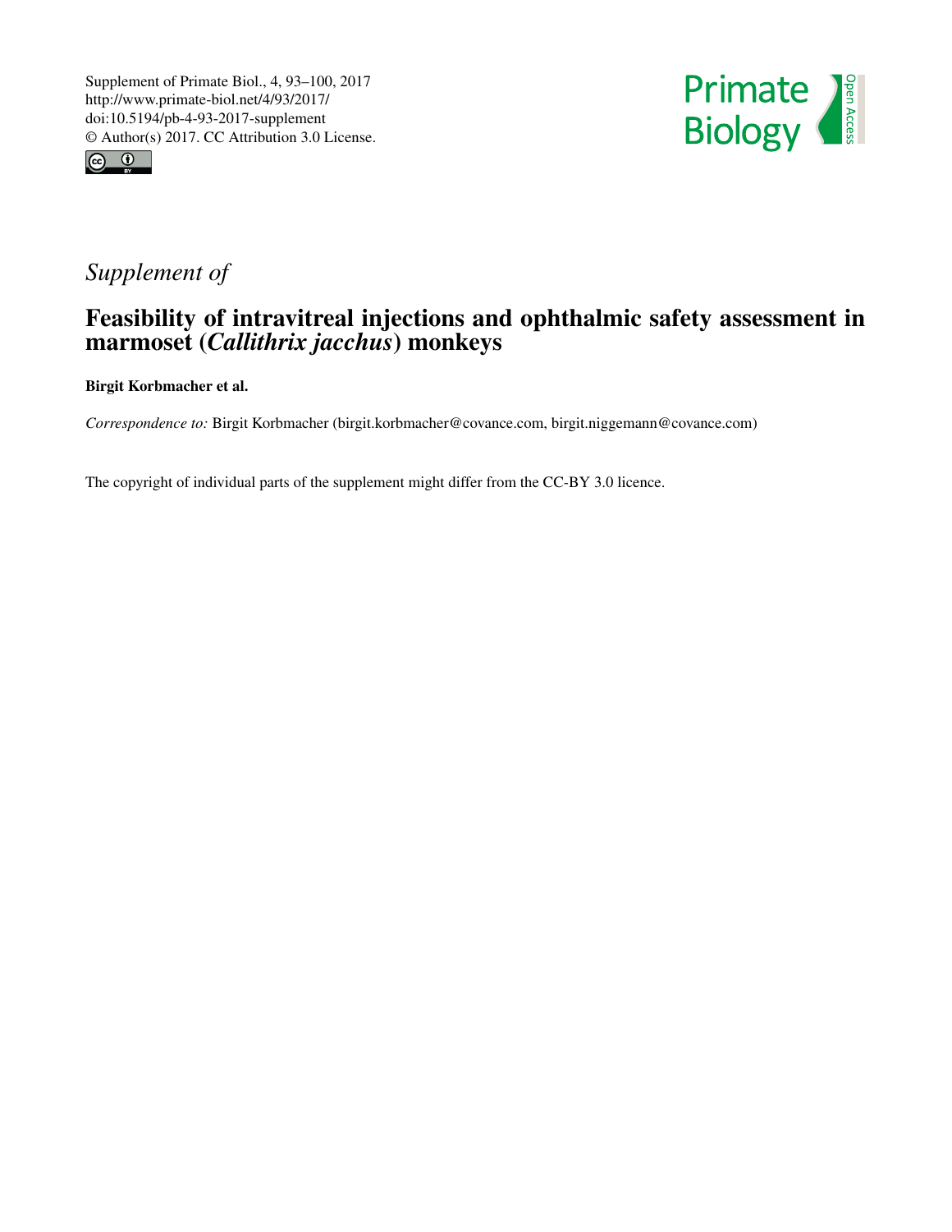Supplement of Primate Biol., 4, 93–100, 2017
http://www.primate-biol.net/4/93/2017/
doi:10.5194/pb-4-93-2017-supplement
© Author(s) 2017. CC Attribution 3.0 License.

*Supplement of*

# Feasibility of intravitreal injections and ophthalmic safety assessment in marmoset (*Callithrix jacchus*) monkeys

**Birgit Korbmacher et al.**

*Correspondence to:* Birgit Korbmacher (birgit.korbmacher@covance.com, birgit.niggemann@covance.com)

The copyright of individual parts of the supplement might differ from the CC-BY 3.0 licence.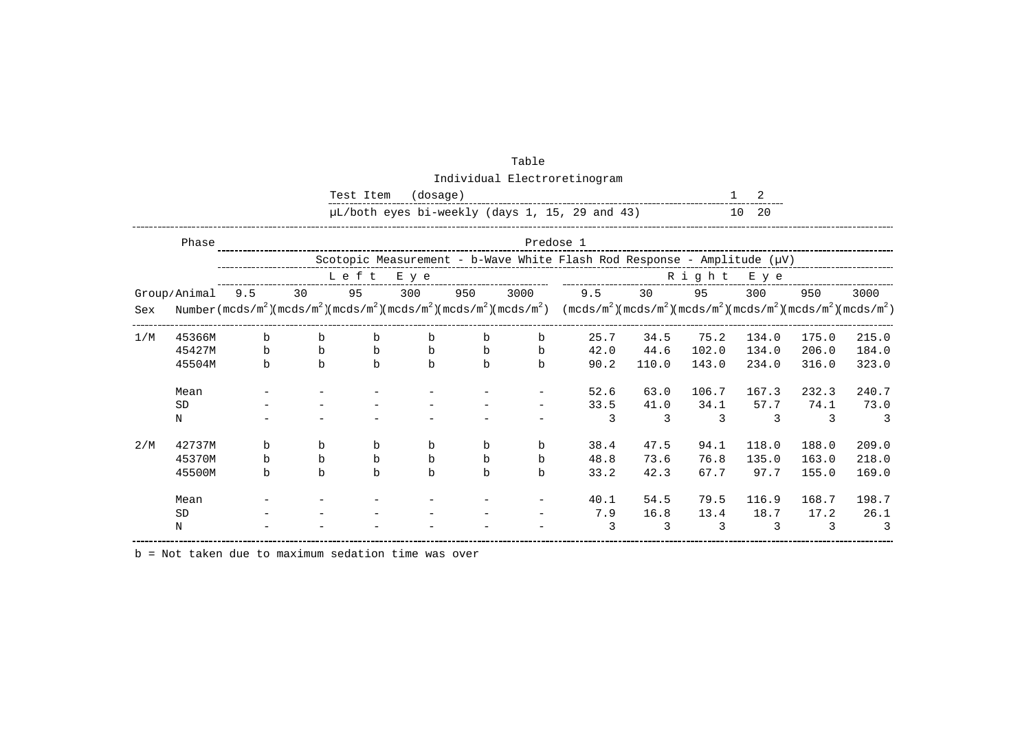Table

Individual Electroretinogram

| Test Item (dosage) | 1 | 2 |
|---|---|---|
| µL/both eyes bi-weekly (days 1, 15, 29 and 43) | 10 | 20 |

| Phase | | Predose 1 | | | | | | | | | | | |
|---|---|---|---|---|---|---|---|---|---|---|---|---|---|
| | | Scotopic Measurement - b-Wave White Flash Rod Response - Amplitude (µV) | | | | | | | | | | | |
| | | Left Eye | | | | | | Right Eye | | | | | |
| Group/Sex | Animal Number | 9.5 (mcds/m²) | 30 (mcds/m²) | 95 (mcds/m²) | 300 (mcds/m²) | 950 (mcds/m²) | 3000 (mcds/m²) | 9.5 (mcds/m²) | 30 (mcds/m²) | 95 (mcds/m²) | 300 (mcds/m²) | 950 (mcds/m²) | 3000 (mcds/m²) |
| 1/M | 45366M | b | b | b | b | b | b | 25.7 | 34.5 | 75.2 | 134.0 | 175.0 | 215.0 |
| | 45427M | b | b | b | b | b | b | 42.0 | 44.6 | 102.0 | 134.0 | 206.0 | 184.0 |
| | 45504M | b | b | b | b | b | b | 90.2 | 110.0 | 143.0 | 234.0 | 316.0 | 323.0 |
| | Mean | - | - | - | - | - | - | 52.6 | 63.0 | 106.7 | 167.3 | 232.3 | 240.7 |
| | SD | - | - | - | - | - | - | 33.5 | 41.0 | 34.1 | 57.7 | 74.1 | 73.0 |
| | N | - | - | - | - | - | - | 3 | 3 | 3 | 3 | 3 | 3 |
| 2/M | 42737M | b | b | b | b | b | b | 38.4 | 47.5 | 94.1 | 118.0 | 188.0 | 209.0 |
| | 45370M | b | b | b | b | b | b | 48.8 | 73.6 | 76.8 | 135.0 | 163.0 | 218.0 |
| | 45500M | b | b | b | b | b | b | 33.2 | 42.3 | 67.7 | 97.7 | 155.0 | 169.0 |
| | Mean | - | - | - | - | - | - | 40.1 | 54.5 | 79.5 | 116.9 | 168.7 | 198.7 |
| | SD | - | - | - | - | - | - | 7.9 | 16.8 | 13.4 | 18.7 | 17.2 | 26.1 |
| | N | - | - | - | - | - | - | 3 | 3 | 3 | 3 | 3 | 3 |

b = Not taken due to maximum sedation time was over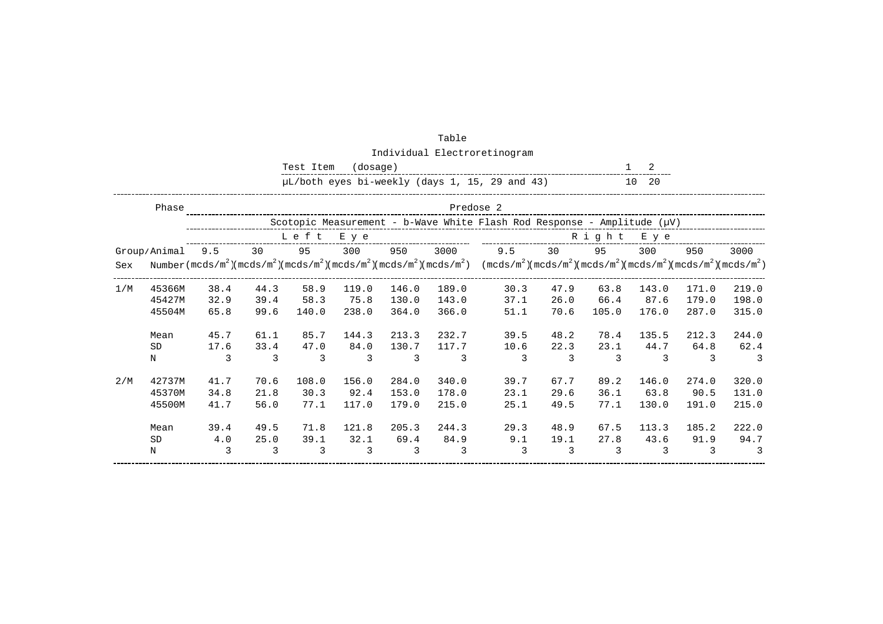Table

Individual Electroretinogram

| Test Item (dosage) | 1 | 2 |
|---|---|---|
| μL/both eyes bi-weekly (days 1, 15, 29 and 43) | 10 | 20 |

| Phase | | Predose 2 | | | | | | | | | | | |
|---|---|---|---|---|---|---|---|---|---|---|---|---|---|
| | | Scotopic Measurement - b-Wave White Flash Rod Response - Amplitude (μV) | | | | | | | | | | | |
| | | Left Eye | | | | | | Right Eye | | | | | |
| Group/Sex | Animal Number | 9.5 ($mcds/m^2$) | 30 ($mcds/m^2$) | 95 ($mcds/m^2$) | 300 ($mcds/m^2$) | 950 ($mcds/m^2$) | 3000 ($mcds/m^2$) | 9.5 ($mcds/m^2$) | 30 ($mcds/m^2$) | 95 ($mcds/m^2$) | 300 ($mcds/m^2$) | 950 ($mcds/m^2$) | 3000 ($mcds/m^2$) |
| 1/M | 45366M | 38.4 | 44.3 | 58.9 | 119.0 | 146.0 | 189.0 | 30.3 | 47.9 | 63.8 | 143.0 | 171.0 | 219.0 |
| | 45427M | 32.9 | 39.4 | 58.3 | 75.8 | 130.0 | 143.0 | 37.1 | 26.0 | 66.4 | 87.6 | 179.0 | 198.0 |
| | 45504M | 65.8 | 99.6 | 140.0 | 238.0 | 364.0 | 366.0 | 51.1 | 70.6 | 105.0 | 176.0 | 287.0 | 315.0 |
| | Mean | 45.7 | 61.1 | 85.7 | 144.3 | 213.3 | 232.7 | 39.5 | 48.2 | 78.4 | 135.5 | 212.3 | 244.0 |
| | SD | 17.6 | 33.4 | 47.0 | 84.0 | 130.7 | 117.7 | 10.6 | 22.3 | 23.1 | 44.7 | 64.8 | 62.4 |
| | N | 3 | 3 | 3 | 3 | 3 | 3 | 3 | 3 | 3 | 3 | 3 | 3 |
| 2/M | 42737M | 41.7 | 70.6 | 108.0 | 156.0 | 284.0 | 340.0 | 39.7 | 67.7 | 89.2 | 146.0 | 274.0 | 320.0 |
| | 45370M | 34.8 | 21.8 | 30.3 | 92.4 | 153.0 | 178.0 | 23.1 | 29.6 | 36.1 | 63.8 | 90.5 | 131.0 |
| | 45500M | 41.7 | 56.0 | 77.1 | 117.0 | 179.0 | 215.0 | 25.1 | 49.5 | 77.1 | 130.0 | 191.0 | 215.0 |
| | Mean | 39.4 | 49.5 | 71.8 | 121.8 | 205.3 | 244.3 | 29.3 | 48.9 | 67.5 | 113.3 | 185.2 | 222.0 |
| | SD | 4.0 | 25.0 | 39.1 | 32.1 | 69.4 | 84.9 | 9.1 | 19.1 | 27.8 | 43.6 | 91.9 | 94.7 |
| | N | 3 | 3 | 3 | 3 | 3 | 3 | 3 | 3 | 3 | 3 | 3 | 3 |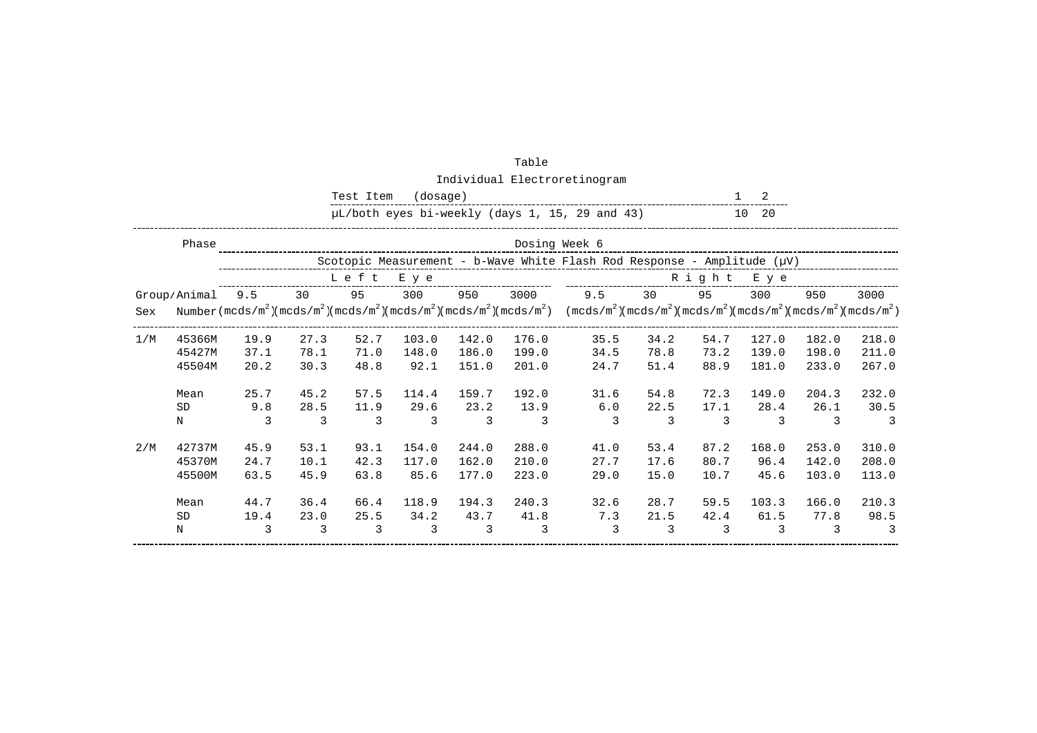Table

Individual Electroretinogram

| Test Item (dosage) | 1 | 2 |
|---|---|---|
| µL/both eyes bi-weekly (days 1, 15, 29 and 43) | 10 | 20 |

| Phase | | Dosing Week 6 | | | | | | | | | | | |
|---|---|---|---|---|---|---|---|---|---|---|---|---|---|
| | | Scotopic Measurement - b-Wave White Flash Rod Response - Amplitude (µV) | | | | | | | | | | | |
| | | Left Eye | | | | | | Right Eye | | | | | |
| Group/Sex | Animal Number | 9.5 (mcds/m$^2$) | 30 (mcds/m$^2$) | 95 (mcds/m$^2$) | 300 (mcds/m$^2$) | 950 (mcds/m$^2$) | 3000 (mcds/m$^2$) | 9.5 (mcds/m$^2$) | 30 (mcds/m$^2$) | 95 (mcds/m$^2$) | 300 (mcds/m$^2$) | 950 (mcds/m$^2$) | 3000 (mcds/m$^2$) |
| 1/M | 45366M | 19.9 | 27.3 | 52.7 | 103.0 | 142.0 | 176.0 | 35.5 | 34.2 | 54.7 | 127.0 | 182.0 | 218.0 |
| | 45427M | 37.1 | 78.1 | 71.0 | 148.0 | 186.0 | 199.0 | 34.5 | 78.8 | 73.2 | 139.0 | 198.0 | 211.0 |
| | 45504M | 20.2 | 30.3 | 48.8 | 92.1 | 151.0 | 201.0 | 24.7 | 51.4 | 88.9 | 181.0 | 233.0 | 267.0 |
| | Mean | 25.7 | 45.2 | 57.5 | 114.4 | 159.7 | 192.0 | 31.6 | 54.8 | 72.3 | 149.0 | 204.3 | 232.0 |
| | SD | 9.8 | 28.5 | 11.9 | 29.6 | 23.2 | 13.9 | 6.0 | 22.5 | 17.1 | 28.4 | 26.1 | 30.5 |
| | N | 3 | 3 | 3 | 3 | 3 | 3 | 3 | 3 | 3 | 3 | 3 | 3 |
| 2/M | 42737M | 45.9 | 53.1 | 93.1 | 154.0 | 244.0 | 288.0 | 41.0 | 53.4 | 87.2 | 168.0 | 253.0 | 310.0 |
| | 45370M | 24.7 | 10.1 | 42.3 | 117.0 | 162.0 | 210.0 | 27.7 | 17.6 | 80.7 | 96.4 | 142.0 | 208.0 |
| | 45500M | 63.5 | 45.9 | 63.8 | 85.6 | 177.0 | 223.0 | 29.0 | 15.0 | 10.7 | 45.6 | 103.0 | 113.0 |
| | Mean | 44.7 | 36.4 | 66.4 | 118.9 | 194.3 | 240.3 | 32.6 | 28.7 | 59.5 | 103.3 | 166.0 | 210.3 |
| | SD | 19.4 | 23.0 | 25.5 | 34.2 | 43.7 | 41.8 | 7.3 | 21.5 | 42.4 | 61.5 | 77.8 | 98.5 |
| | N | 3 | 3 | 3 | 3 | 3 | 3 | 3 | 3 | 3 | 3 | 3 | 3 |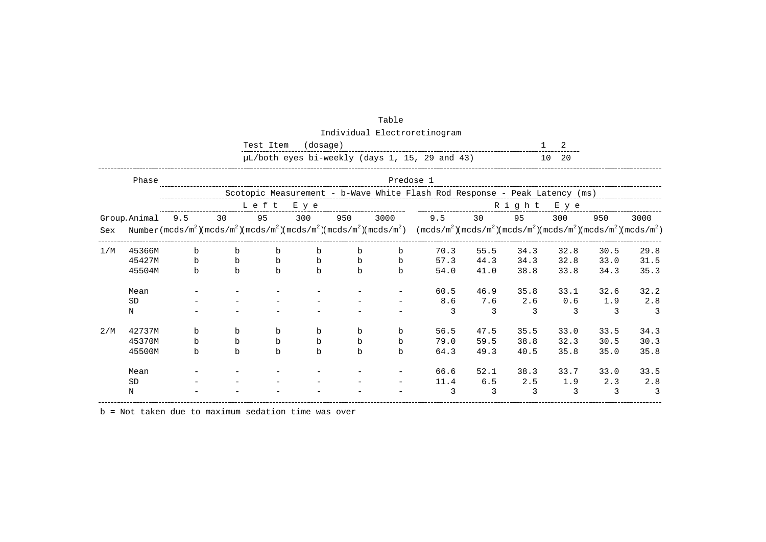Table

Individual Electroretinogram

| Test Item (dosage) | 1 | 2 |
|---|---|---|
| μL/both eyes bi-weekly (days 1, 15, 29 and 43) | 10 | 20 |

| Phase | | Predose 1 | | | | | | | | | | | |
|---|---|---|---|---|---|---|---|---|---|---|---|---|---|
| | | Scotopic Measurement - b-Wave White Flash Rod Response - Peak Latency (ms) | | | | | | | | | | | |
| | | Left Eye | | | | | | Right Eye | | | | | |
| Group/Sex | Animal Number | 9.5 (mcds/m$^2$) | 30 (mcds/m$^2$) | 95 (mcds/m$^2$) | 300 (mcds/m$^2$) | 950 (mcds/m$^2$) | 3000 (mcds/m$^2$) | 9.5 (mcds/m$^2$) | 30 (mcds/m$^2$) | 95 (mcds/m$^2$) | 300 (mcds/m$^2$) | 950 (mcds/m$^2$) | 3000 (mcds/m$^2$) |
| 1/M | 45366M | b | b | b | b | b | b | 70.3 | 55.5 | 34.3 | 32.8 | 30.5 | 29.8 |
| | 45427M | b | b | b | b | b | b | 57.3 | 44.3 | 34.3 | 32.8 | 33.0 | 31.5 |
| | 45504M | b | b | b | b | b | b | 54.0 | 41.0 | 38.8 | 33.8 | 34.3 | 35.3 |
| | Mean | - | - | - | - | - | - | 60.5 | 46.9 | 35.8 | 33.1 | 32.6 | 32.2 |
| | SD | - | - | - | - | - | - | 8.6 | 7.6 | 2.6 | 0.6 | 1.9 | 2.8 |
| | N | - | - | - | - | - | - | 3 | 3 | 3 | 3 | 3 | 3 |
| 2/M | 42737M | b | b | b | b | b | b | 56.5 | 47.5 | 35.5 | 33.0 | 33.5 | 34.3 |
| | 45370M | b | b | b | b | b | b | 79.0 | 59.5 | 38.8 | 32.3 | 30.5 | 30.3 |
| | 45500M | b | b | b | b | b | b | 64.3 | 49.3 | 40.5 | 35.8 | 35.0 | 35.8 |
| | Mean | - | - | - | - | - | - | 66.6 | 52.1 | 38.3 | 33.7 | 33.0 | 33.5 |
| | SD | - | - | - | - | - | - | 11.4 | 6.5 | 2.5 | 1.9 | 2.3 | 2.8 |
| | N | - | - | - | - | - | - | 3 | 3 | 3 | 3 | 3 | 3 |

b = Not taken due to maximum sedation time was over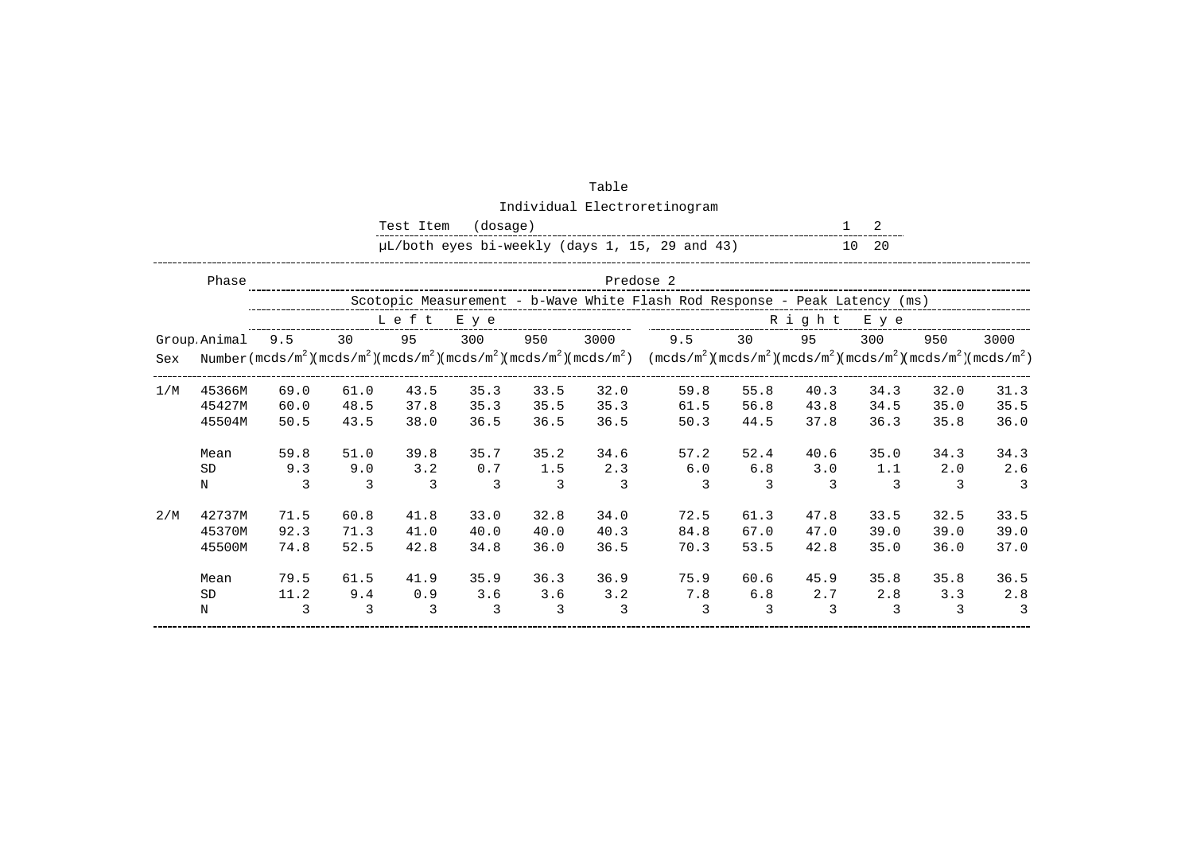Table

Individual Electroretinogram

| Test Item (dosage) | 1 | 2 |
|---|---|---|
| µL/both eyes bi-weekly (days 1, 15, 29 and 43) | 10 | 20 |

| Phase | | Predose 2 | | | | | | | | | | | |
|---|---|---|---|---|---|---|---|---|---|---|---|---|---|
| | | Scotopic Measurement - b-Wave White Flash Rod Response - Peak Latency (ms) | | | | | | | | | | | |
| | | Left Eye | | | | | | Right Eye | | | | | |
| Group/Sex | Animal Number | 9.5 ($mcds/m^2$) | 30 ($mcds/m^2$) | 95 ($mcds/m^2$) | 300 ($mcds/m^2$) | 950 ($mcds/m^2$) | 3000 ($mcds/m^2$) | 9.5 ($mcds/m^2$) | 30 ($mcds/m^2$) | 95 ($mcds/m^2$) | 300 ($mcds/m^2$) | 950 ($mcds/m^2$) | 3000 ($mcds/m^2$) |
| 1/M | 45366M | 69.0 | 61.0 | 43.5 | 35.3 | 33.5 | 32.0 | 59.8 | 55.8 | 40.3 | 34.3 | 32.0 | 31.3 |
| | 45427M | 60.0 | 48.5 | 37.8 | 35.3 | 35.5 | 35.3 | 61.5 | 56.8 | 43.8 | 34.5 | 35.0 | 35.5 |
| | 45504M | 50.5 | 43.5 | 38.0 | 36.5 | 36.5 | 36.5 | 50.3 | 44.5 | 37.8 | 36.3 | 35.8 | 36.0 |
| | Mean | 59.8 | 51.0 | 39.8 | 35.7 | 35.2 | 34.6 | 57.2 | 52.4 | 40.6 | 35.0 | 34.3 | 34.3 |
| | SD | 9.3 | 9.0 | 3.2 | 0.7 | 1.5 | 2.3 | 6.0 | 6.8 | 3.0 | 1.1 | 2.0 | 2.6 |
| | N | 3 | 3 | 3 | 3 | 3 | 3 | 3 | 3 | 3 | 3 | 3 | 3 |
| 2/M | 42737M | 71.5 | 60.8 | 41.8 | 33.0 | 32.8 | 34.0 | 72.5 | 61.3 | 47.8 | 33.5 | 32.5 | 33.5 |
| | 45370M | 92.3 | 71.3 | 41.0 | 40.0 | 40.0 | 40.3 | 84.8 | 67.0 | 47.0 | 39.0 | 39.0 | 39.0 |
| | 45500M | 74.8 | 52.5 | 42.8 | 34.8 | 36.0 | 36.5 | 70.3 | 53.5 | 42.8 | 35.0 | 36.0 | 37.0 |
| | Mean | 79.5 | 61.5 | 41.9 | 35.9 | 36.3 | 36.9 | 75.9 | 60.6 | 45.9 | 35.8 | 35.8 | 36.5 |
| | SD | 11.2 | 9.4 | 0.9 | 3.6 | 3.6 | 3.2 | 7.8 | 6.8 | 2.7 | 2.8 | 3.3 | 2.8 |
| | N | 3 | 3 | 3 | 3 | 3 | 3 | 3 | 3 | 3 | 3 | 3 | 3 |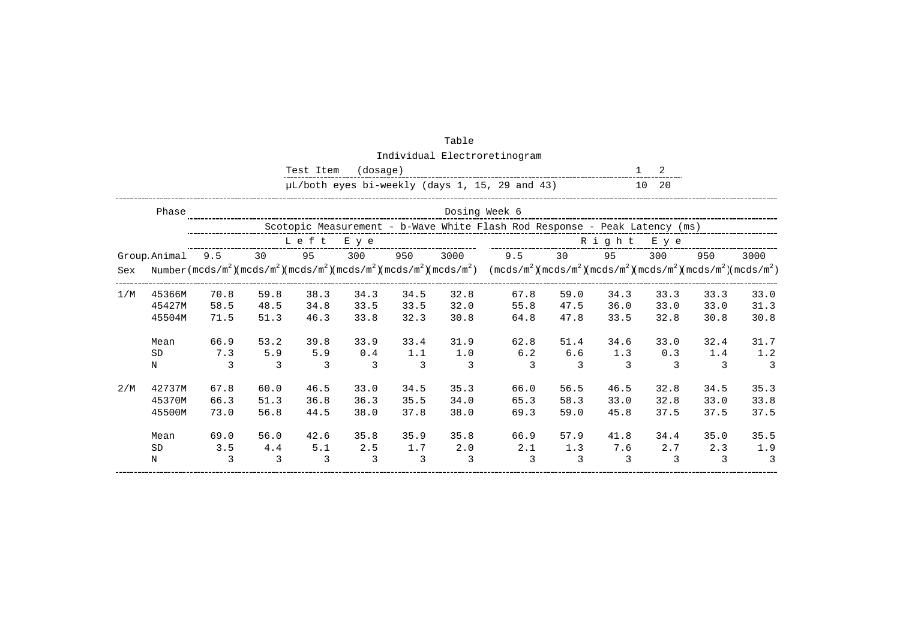Table

Individual Electroretinogram

| Test Item (dosage) | 1 | 2 |
|---|---|---|
| µL/both eyes bi-weekly (days 1, 15, 29 and 43) | 10 | 20 |

| Phase | | Dosing Week 6 | | | | | | | | | | | |
|---|---|---|---|---|---|---|---|---|---|---|---|---|---|
| | | Scotopic Measurement - b-Wave White Flash Rod Response - Peak Latency (ms) | | | | | | | | | | | |
| | | Left Eye | | | | | | Right Eye | | | | | |
| Group/Sex | Animal Number | 9.5 (mcds/m$^2$) | 30 (mcds/m$^2$) | 95 (mcds/m$^2$) | 300 (mcds/m$^2$) | 950 (mcds/m$^2$) | 3000 (mcds/m$^2$) | 9.5 (mcds/m$^2$) | 30 (mcds/m$^2$) | 95 (mcds/m$^2$) | 300 (mcds/m$^2$) | 950 (mcds/m$^2$) | 3000 (mcds/m$^2$) |
| 1/M | 45366M | 70.8 | 59.8 | 38.3 | 34.3 | 34.5 | 32.8 | 67.8 | 59.0 | 34.3 | 33.3 | 33.3 | 33.0 |
| | 45427M | 58.5 | 48.5 | 34.8 | 33.5 | 33.5 | 32.0 | 55.8 | 47.5 | 36.0 | 33.0 | 33.0 | 31.3 |
| | 45504M | 71.5 | 51.3 | 46.3 | 33.8 | 32.3 | 30.8 | 64.8 | 47.8 | 33.5 | 32.8 | 30.8 | 30.8 |
| | Mean | 66.9 | 53.2 | 39.8 | 33.9 | 33.4 | 31.9 | 62.8 | 51.4 | 34.6 | 33.0 | 32.4 | 31.7 |
| | SD | 7.3 | 5.9 | 5.9 | 0.4 | 1.1 | 1.0 | 6.2 | 6.6 | 1.3 | 0.3 | 1.4 | 1.2 |
| | N | 3 | 3 | 3 | 3 | 3 | 3 | 3 | 3 | 3 | 3 | 3 | 3 |
| 2/M | 42737M | 67.8 | 60.0 | 46.5 | 33.0 | 34.5 | 35.3 | 66.0 | 56.5 | 46.5 | 32.8 | 34.5 | 35.3 |
| | 45370M | 66.3 | 51.3 | 36.8 | 36.3 | 35.5 | 34.0 | 65.3 | 58.3 | 33.0 | 32.8 | 33.0 | 33.8 |
| | 45500M | 73.0 | 56.8 | 44.5 | 38.0 | 37.8 | 38.0 | 69.3 | 59.0 | 45.8 | 37.5 | 37.5 | 37.5 |
| | Mean | 69.0 | 56.0 | 42.6 | 35.8 | 35.9 | 35.8 | 66.9 | 57.9 | 41.8 | 34.4 | 35.0 | 35.5 |
| | SD | 3.5 | 4.4 | 5.1 | 2.5 | 1.7 | 2.0 | 2.1 | 1.3 | 7.6 | 2.7 | 2.3 | 1.9 |
| | N | 3 | 3 | 3 | 3 | 3 | 3 | 3 | 3 | 3 | 3 | 3 | 3 |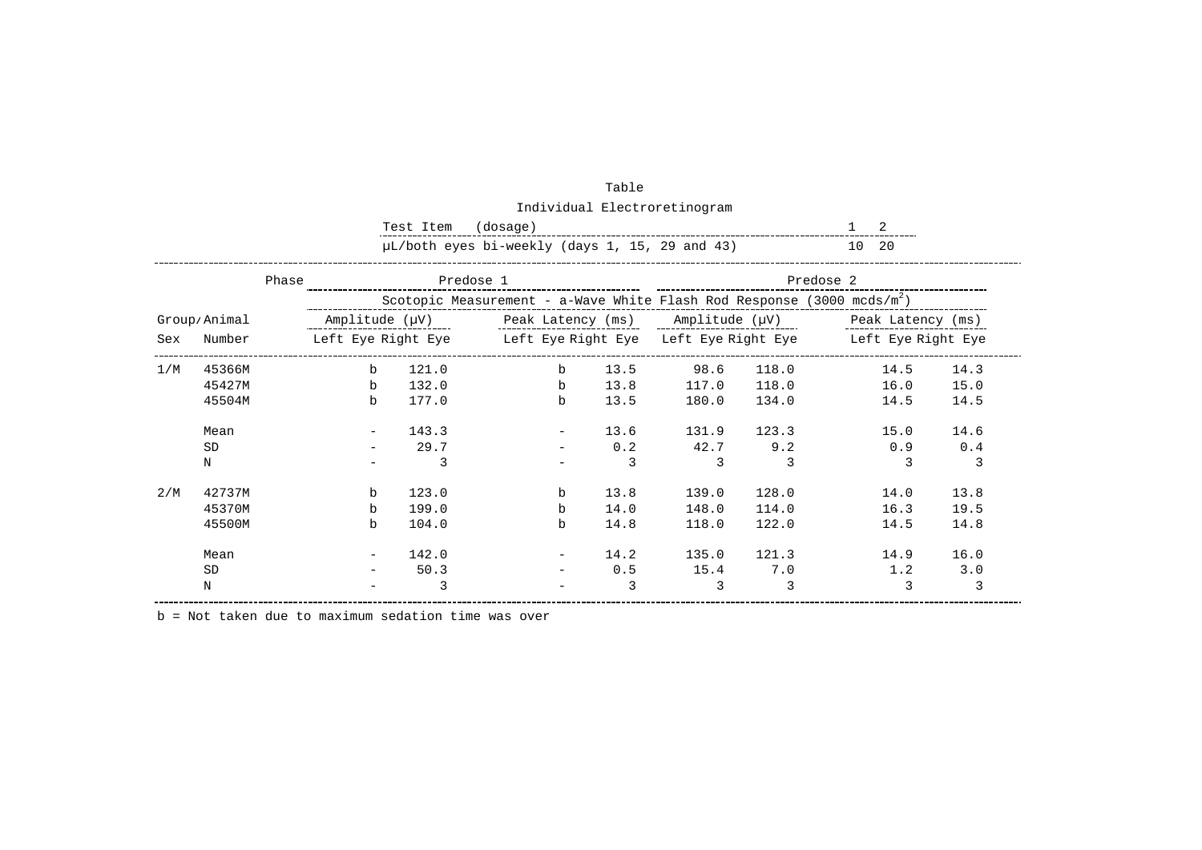Table

Individual Electroretinogram

| Test Item (dosage) | 1 | 2 |
|---|---|---|
| µL/both eyes bi-weekly (days 1, 15, 29 and 43) | 10 | 20 |

| Phase | | Predose 1 | | | | Predose 2 | | | |
|---|---|---|---|---|---|---|---|---|---|
| | | Scotopic Measurement - a-Wave White Flash Rod Response (3000 mcds/m$^2$) | | | | | | | |
| | | Amplitude (µV) | | Peak Latency (ms) | | Amplitude (µV) | | Peak Latency (ms) | |
| Group/Sex | Animal Number | Left Eye | Right Eye | Left Eye | Right Eye | Left Eye | Right Eye | Left Eye | Right Eye |
| 1/M | 45366M | b | 121.0 | b | 13.5 | 98.6 | 118.0 | 14.5 | 14.3 |
| | 45427M | b | 132.0 | b | 13.8 | 117.0 | 118.0 | 16.0 | 15.0 |
| | 45504M | b | 177.0 | b | 13.5 | 180.0 | 134.0 | 14.5 | 14.5 |
| | Mean | - | 143.3 | - | 13.6 | 131.9 | 123.3 | 15.0 | 14.6 |
| | SD | - | 29.7 | - | 0.2 | 42.7 | 9.2 | 0.9 | 0.4 |
| | N | - | 3 | - | 3 | 3 | 3 | 3 | 3 |
| 2/M | 42737M | b | 123.0 | b | 13.8 | 139.0 | 128.0 | 14.0 | 13.8 |
| | 45370M | b | 199.0 | b | 14.0 | 148.0 | 114.0 | 16.3 | 19.5 |
| | 45500M | b | 104.0 | b | 14.8 | 118.0 | 122.0 | 14.5 | 14.8 |
| | Mean | - | 142.0 | - | 14.2 | 135.0 | 121.3 | 14.9 | 16.0 |
| | SD | - | 50.3 | - | 0.5 | 15.4 | 7.0 | 1.2 | 3.0 |
| | N | - | 3 | - | 3 | 3 | 3 | 3 | 3 |

b = Not taken due to maximum sedation time was over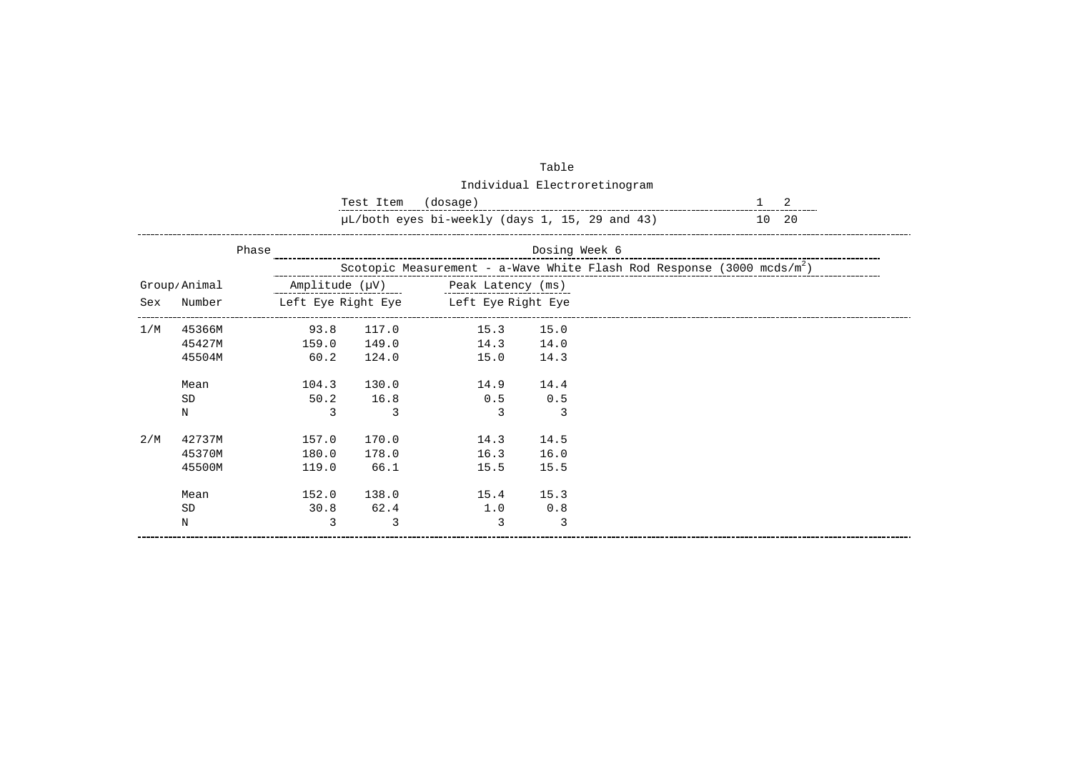Table

Individual Electroretinogram

| Test Item (dosage) | 1 | 2 |
|---|---|---|
| µL/both eyes bi-weekly (days 1, 15, 29 and 43) | 10 | 20 |

| | | Phase | Dosing Week 6 | | | |
|---|---|---|---|---|---|---|
| | | | Scotopic Measurement - a-Wave White Flash Rod Response (3000 mcds/m$^2$) | | | |
| | | | Amplitude (µV) | | Peak Latency (ms) | |
| Group/Sex | Animal Number | | Left Eye | Right Eye | Left Eye | Right Eye |
| 1/M | 45366M | | 93.8 | 117.0 | 15.3 | 15.0 |
| | 45427M | | 159.0 | 149.0 | 14.3 | 14.0 |
| | 45504M | | 60.2 | 124.0 | 15.0 | 14.3 |
| | Mean | | 104.3 | 130.0 | 14.9 | 14.4 |
| | SD | | 50.2 | 16.8 | 0.5 | 0.5 |
| | N | | 3 | 3 | 3 | 3 |
| 2/M | 42737M | | 157.0 | 170.0 | 14.3 | 14.5 |
| | 45370M | | 180.0 | 178.0 | 16.3 | 16.0 |
| | 45500M | | 119.0 | 66.1 | 15.5 | 15.5 |
| | Mean | | 152.0 | 138.0 | 15.4 | 15.3 |
| | SD | | 30.8 | 62.4 | 1.0 | 0.8 |
| | N | | 3 | 3 | 3 | 3 |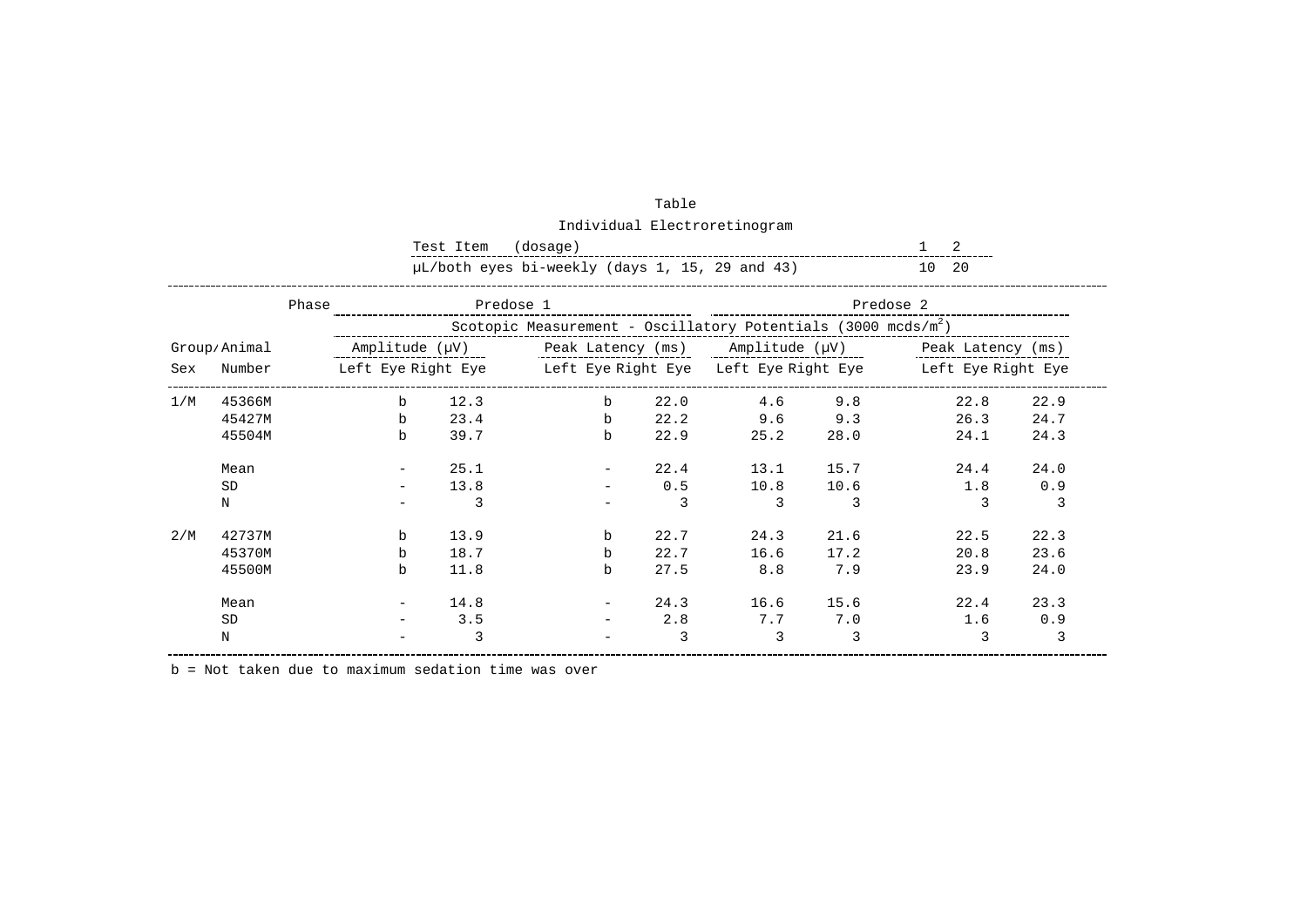Table

Individual Electroretinogram

| Test Item (dosage) | 1 | 2 |
|---|---|---|
| µL/both eyes bi-weekly (days 1, 15, 29 and 43) | 10 | 20 |

| Group/Sex | Animal Number | Predose 1 | | | | Predose 2 | | | |
|---|---|---|---|---|---|---|---|---|---|
| | | Scotopic Measurement - Oscillatory Potentials (3000 mcds/m$^2$) | | | | | | | |
| | | Amplitude (µV) | | Peak Latency (ms) | | Amplitude (µV) | | Peak Latency (ms) | |
| | | Left Eye | Right Eye | Left Eye | Right Eye | Left Eye | Right Eye | Left Eye | Right Eye |
| 1/M | 45366M | b | 12.3 | b | 22.0 | 4.6 | 9.8 | 22.8 | 22.9 |
| | 45427M | b | 23.4 | b | 22.2 | 9.6 | 9.3 | 26.3 | 24.7 |
| | 45504M | b | 39.7 | b | 22.9 | 25.2 | 28.0 | 24.1 | 24.3 |
| | Mean | - | 25.1 | - | 22.4 | 13.1 | 15.7 | 24.4 | 24.0 |
| | SD | - | 13.8 | - | 0.5 | 10.8 | 10.6 | 1.8 | 0.9 |
| | N | - | 3 | - | 3 | 3 | 3 | 3 | 3 |
| 2/M | 42737M | b | 13.9 | b | 22.7 | 24.3 | 21.6 | 22.5 | 22.3 |
| | 45370M | b | 18.7 | b | 22.7 | 16.6 | 17.2 | 20.8 | 23.6 |
| | 45500M | b | 11.8 | b | 27.5 | 8.8 | 7.9 | 23.9 | 24.0 |
| | Mean | - | 14.8 | - | 24.3 | 16.6 | 15.6 | 22.4 | 23.3 |
| | SD | - | 3.5 | - | 2.8 | 7.7 | 7.0 | 1.6 | 0.9 |
| | N | - | 3 | - | 3 | 3 | 3 | 3 | 3 |

b = Not taken due to maximum sedation time was over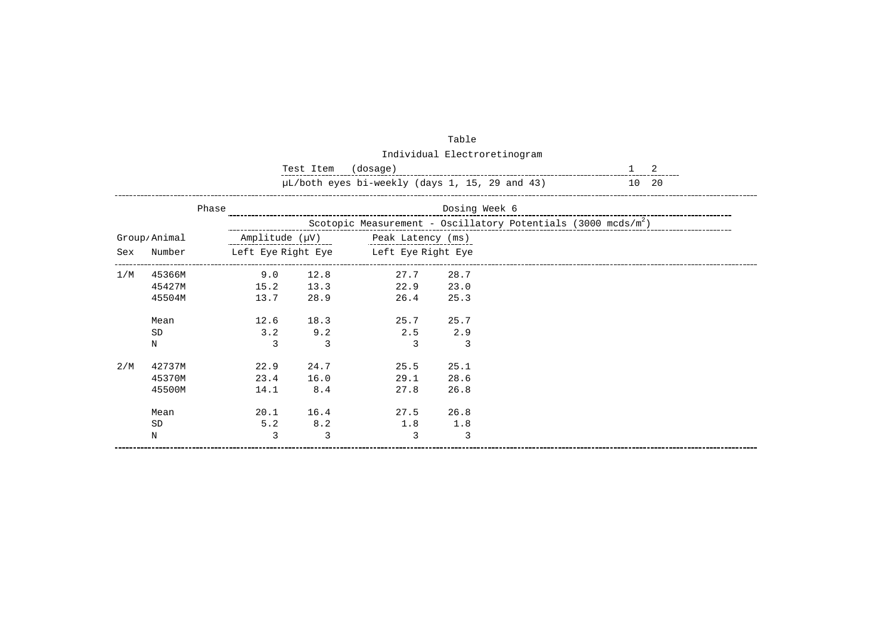Table

Individual Electroretinogram

| Test Item (dosage) | 1 | 2 |
|---|---|---|
| μL/both eyes bi-weekly (days 1, 15, 29 and 43) | 10 | 20 |

| Phase | | Dosing Week 6 | | | |
|---|---|---|---|---|---|
| | | Scotopic Measurement - Oscillatory Potentials (3000 mcds/m$^2$) | | | |
| Group/ | Animal | Amplitude (μV) | | Peak Latency (ms) | |
| Sex | Number | Left Eye | Right Eye | Left Eye | Right Eye |
| 1/M | 45366M | 9.0 | 12.8 | 27.7 | 28.7 |
| | 45427M | 15.2 | 13.3 | 22.9 | 23.0 |
| | 45504M | 13.7 | 28.9 | 26.4 | 25.3 |
| | Mean | 12.6 | 18.3 | 25.7 | 25.7 |
| | SD | 3.2 | 9.2 | 2.5 | 2.9 |
| | N | 3 | 3 | 3 | 3 |
| 2/M | 42737M | 22.9 | 24.7 | 25.5 | 25.1 |
| | 45370M | 23.4 | 16.0 | 29.1 | 28.6 |
| | 45500M | 14.1 | 8.4 | 27.8 | 26.8 |
| | Mean | 20.1 | 16.4 | 27.5 | 26.8 |
| | SD | 5.2 | 8.2 | 1.8 | 1.8 |
| | N | 3 | 3 | 3 | 3 |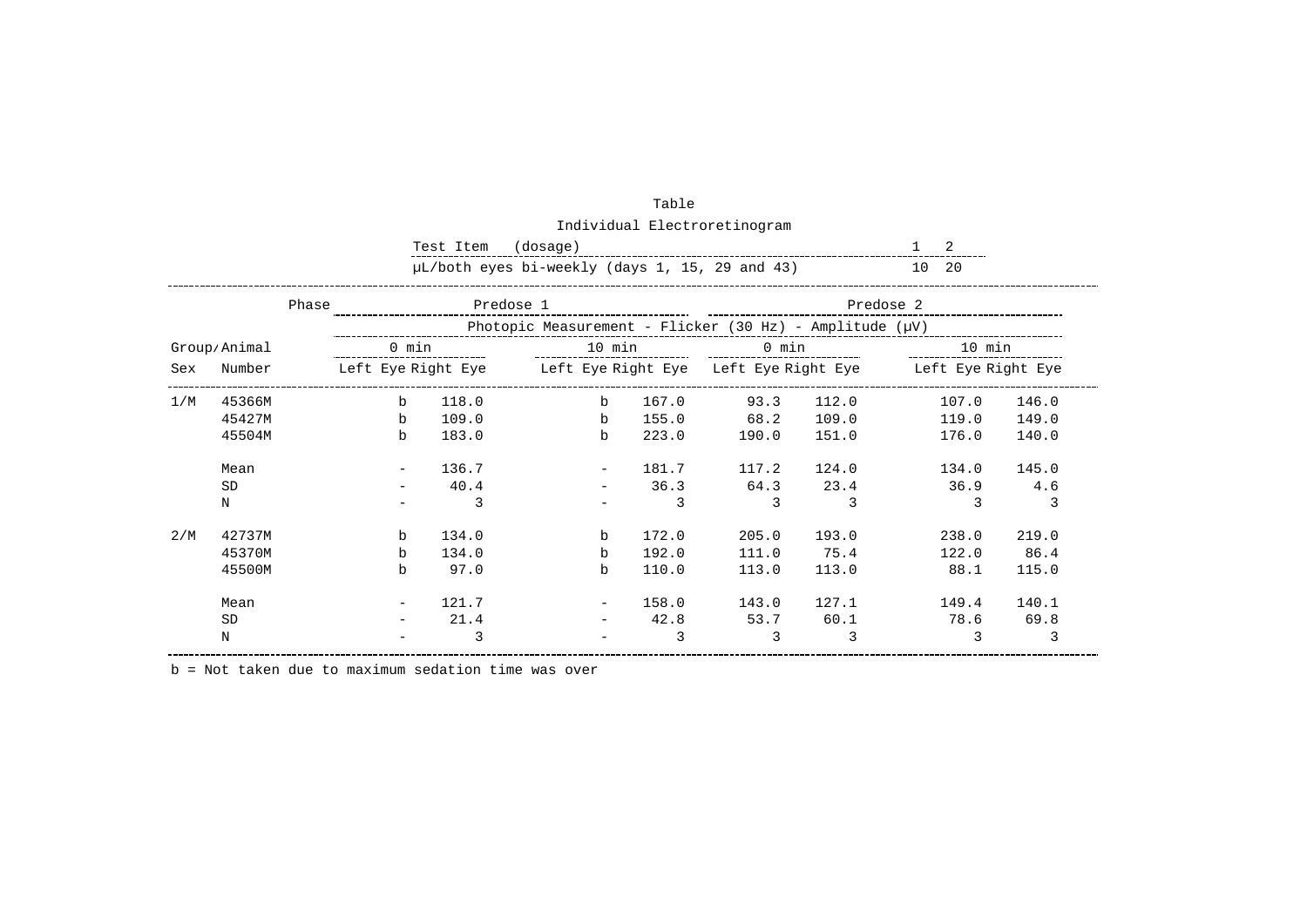Table

Individual Electroretinogram

| Test Item (dosage) | 1 | 2 |
|---|---|---|
| μL/both eyes bi-weekly (days 1, 15, 29 and 43) | 10 | 20 |

| | Phase | Predose 1 | | | | Predose 2 | | | |
|---|---|---|---|---|---|---|---|---|---|
| | | Photopic Measurement - Flicker (30 Hz) - Amplitude (μV) | | | | | | | |
| Group/ | Animal | 0 min | | 10 min | | 0 min | | 10 min | |
| Sex | Number | Left Eye | Right Eye | Left Eye | Right Eye | Left Eye | Right Eye | Left Eye | Right Eye |
| 1/M | 45366M | b | 118.0 | b | 167.0 | 93.3 | 112.0 | 107.0 | 146.0 |
| | 45427M | b | 109.0 | b | 155.0 | 68.2 | 109.0 | 119.0 | 149.0 |
| | 45504M | b | 183.0 | b | 223.0 | 190.0 | 151.0 | 176.0 | 140.0 |
| | Mean | - | 136.7 | - | 181.7 | 117.2 | 124.0 | 134.0 | 145.0 |
| | SD | - | 40.4 | - | 36.3 | 64.3 | 23.4 | 36.9 | 4.6 |
| | N | - | 3 | - | 3 | 3 | 3 | 3 | 3 |
| 2/M | 42737M | b | 134.0 | b | 172.0 | 205.0 | 193.0 | 238.0 | 219.0 |
| | 45370M | b | 134.0 | b | 192.0 | 111.0 | 75.4 | 122.0 | 86.4 |
| | 45500M | b | 97.0 | b | 110.0 | 113.0 | 113.0 | 88.1 | 115.0 |
| | Mean | - | 121.7 | - | 158.0 | 143.0 | 127.1 | 149.4 | 140.1 |
| | SD | - | 21.4 | - | 42.8 | 53.7 | 60.1 | 78.6 | 69.8 |
| | N | - | 3 | - | 3 | 3 | 3 | 3 | 3 |

b = Not taken due to maximum sedation time was over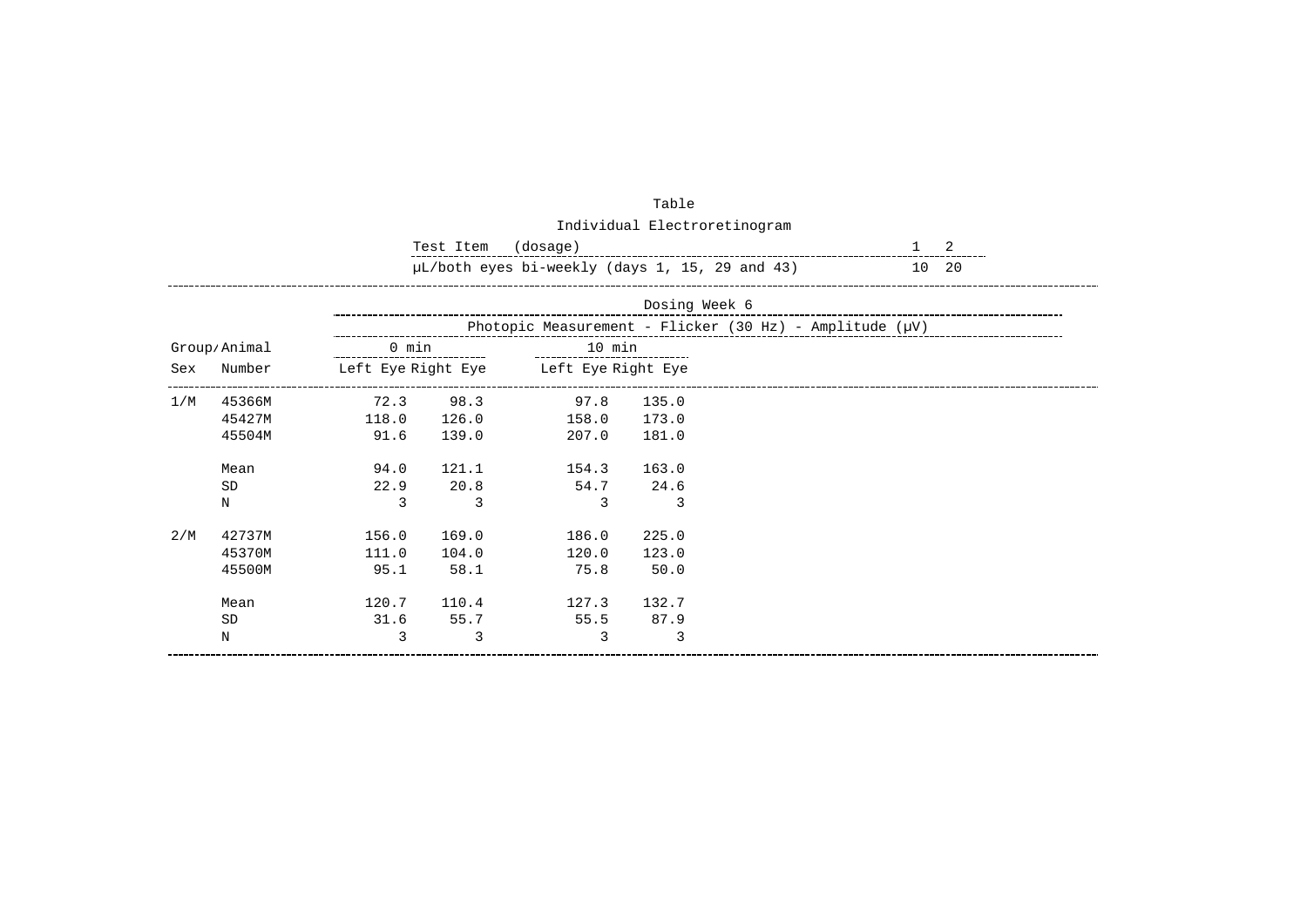Table

Individual Electroretinogram

| Test Item (dosage) | 1 | 2 |
|---|---|---|
| µL/both eyes bi-weekly (days 1, 15, 29 and 43) | 10 | 20 |

| | | Dosing Week 6 | | | |
|---|---|---|---|---|---|
| | | Photopic Measurement - Flicker (30 Hz) - Amplitude (µV) | | | |
| Group/ | Animal | 0 min | | 10 min | |
| Sex | Number | Left Eye | Right Eye | Left Eye | Right Eye |
| 1/M | 45366M | 72.3 | 98.3 | 97.8 | 135.0 |
| | 45427M | 118.0 | 126.0 | 158.0 | 173.0 |
| | 45504M | 91.6 | 139.0 | 207.0 | 181.0 |
| | Mean | 94.0 | 121.1 | 154.3 | 163.0 |
| | SD | 22.9 | 20.8 | 54.7 | 24.6 |
| | N | 3 | 3 | 3 | 3 |
| 2/M | 42737M | 156.0 | 169.0 | 186.0 | 225.0 |
| | 45370M | 111.0 | 104.0 | 120.0 | 123.0 |
| | 45500M | 95.1 | 58.1 | 75.8 | 50.0 |
| | Mean | 120.7 | 110.4 | 127.3 | 132.7 |
| | SD | 31.6 | 55.7 | 55.5 | 87.9 |
| | N | 3 | 3 | 3 | 3 |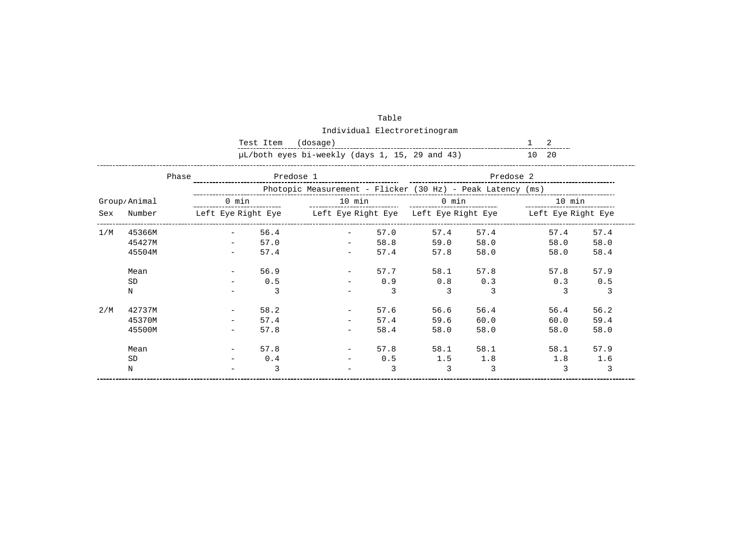Table

Individual Electroretinogram

| Test Item (dosage) | 1 | 2 |
|---|---|---|
| µL/both eyes bi-weekly (days 1, 15, 29 and 43) | 10 | 20 |

| Group/Sex | Animal Number | Predose 1 | | | | Predose 2 | | | |
|---|---|---|---|---|---|---|---|---|---|
| | | Photopic Measurement - Flicker (30 Hz) - Peak Latency (ms) | | | | | | | |
| | | 0 min | | 10 min | | 0 min | | 10 min | |
| | | Left Eye | Right Eye | Left Eye | Right Eye | Left Eye | Right Eye | Left Eye | Right Eye |
| 1/M | 45366M | - | 56.4 | - | 57.0 | 57.4 | 57.4 | 57.4 | 57.4 |
| | 45427M | - | 57.0 | - | 58.8 | 59.0 | 58.0 | 58.0 | 58.0 |
| | 45504M | - | 57.4 | - | 57.4 | 57.8 | 58.0 | 58.0 | 58.4 |
| | Mean | - | 56.9 | - | 57.7 | 58.1 | 57.8 | 57.8 | 57.9 |
| | SD | - | 0.5 | - | 0.9 | 0.8 | 0.3 | 0.3 | 0.5 |
| | N | - | 3 | - | 3 | 3 | 3 | 3 | 3 |
| 2/M | 42737M | - | 58.2 | - | 57.6 | 56.6 | 56.4 | 56.4 | 56.2 |
| | 45370M | - | 57.4 | - | 57.4 | 59.6 | 60.0 | 60.0 | 59.4 |
| | 45500M | - | 57.8 | - | 58.4 | 58.0 | 58.0 | 58.0 | 58.0 |
| | Mean | - | 57.8 | - | 57.8 | 58.1 | 58.1 | 58.1 | 57.9 |
| | SD | - | 0.4 | - | 0.5 | 1.5 | 1.8 | 1.8 | 1.6 |
| | N | - | 3 | - | 3 | 3 | 3 | 3 | 3 |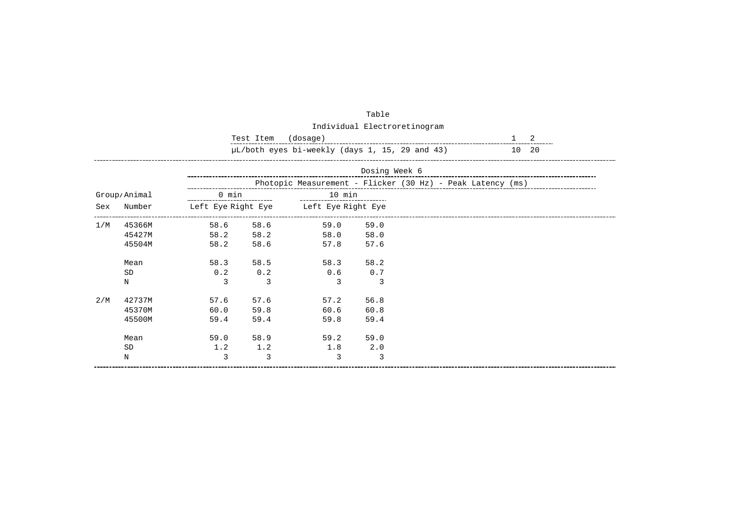Table

Individual Electroretinogram

| Test Item (dosage) | 1 | 2 |
|---|---|---|
| µL/both eyes bi-weekly (days 1, 15, 29 and 43) | 10 | 20 |

| Group/Sex | Animal Number | Dosing Week 6 | | | |
|---|---|---|---|---|---|
| | | Photopic Measurement - Flicker (30 Hz) - Peak Latency (ms) | | | |
| | | 0 min | | 10 min | |
| | | Left Eye | Right Eye | Left Eye | Right Eye |
| 1/M | 45366M | 58.6 | 58.6 | 59.0 | 59.0 |
| | 45427M | 58.2 | 58.2 | 58.0 | 58.0 |
| | 45504M | 58.2 | 58.6 | 57.8 | 57.6 |
| | Mean | 58.3 | 58.5 | 58.3 | 58.2 |
| | SD | 0.2 | 0.2 | 0.6 | 0.7 |
| | N | 3 | 3 | 3 | 3 |
| 2/M | 42737M | 57.6 | 57.6 | 57.2 | 56.8 |
| | 45370M | 60.0 | 59.8 | 60.6 | 60.8 |
| | 45500M | 59.4 | 59.4 | 59.8 | 59.4 |
| | Mean | 59.0 | 58.9 | 59.2 | 59.0 |
| | SD | 1.2 | 1.2 | 1.8 | 2.0 |
| | N | 3 | 3 | 3 | 3 |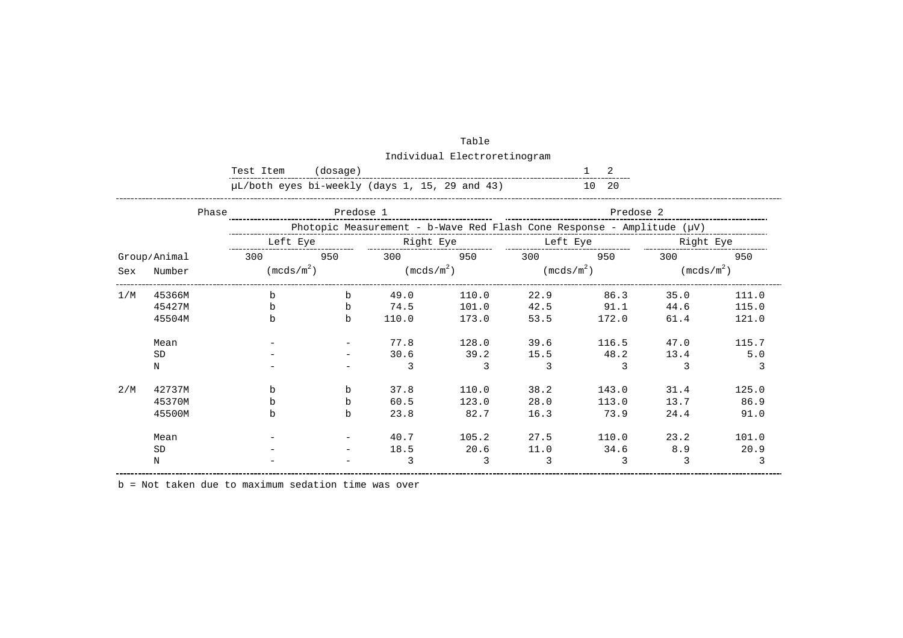Table

Individual Electroretinogram

| Test Item (dosage) | 1 | 2 |
|---|---|---|
| µL/both eyes bi-weekly (days 1, 15, 29 and 43) | 10 | 20 |

| Group/Animal Sex | Number | Predose 1 | | | | Predose 2 | | | |
|---|---|---|---|---|---|---|---|---|---|
| | | Photopic Measurement - b-Wave Red Flash Cone Response - Amplitude (µV) | | | | | | | |
| | | Left Eye | | Right Eye | | Left Eye | | Right Eye | |
| | | 300 (mcds/m$^2$) | 950 | 300 (mcds/m$^2$) | 950 | 300 (mcds/m$^2$) | 950 | 300 (mcds/m$^2$) | 950 |
| 1/M | 45366M | b | b | 49.0 | 110.0 | 22.9 | 86.3 | 35.0 | 111.0 |
| | 45427M | b | b | 74.5 | 101.0 | 42.5 | 91.1 | 44.6 | 115.0 |
| | 45504M | b | b | 110.0 | 173.0 | 53.5 | 172.0 | 61.4 | 121.0 |
| | Mean | - | - | 77.8 | 128.0 | 39.6 | 116.5 | 47.0 | 115.7 |
| | SD | - | - | 30.6 | 39.2 | 15.5 | 48.2 | 13.4 | 5.0 |
| | N | - | - | 3 | 3 | 3 | 3 | 3 | 3 |
| 2/M | 42737M | b | b | 37.8 | 110.0 | 38.2 | 143.0 | 31.4 | 125.0 |
| | 45370M | b | b | 60.5 | 123.0 | 28.0 | 113.0 | 13.7 | 86.9 |
| | 45500M | b | b | 23.8 | 82.7 | 16.3 | 73.9 | 24.4 | 91.0 |
| | Mean | - | - | 40.7 | 105.2 | 27.5 | 110.0 | 23.2 | 101.0 |
| | SD | - | - | 18.5 | 20.6 | 11.0 | 34.6 | 8.9 | 20.9 |
| | N | - | - | 3 | 3 | 3 | 3 | 3 | 3 |

b = Not taken due to maximum sedation time was over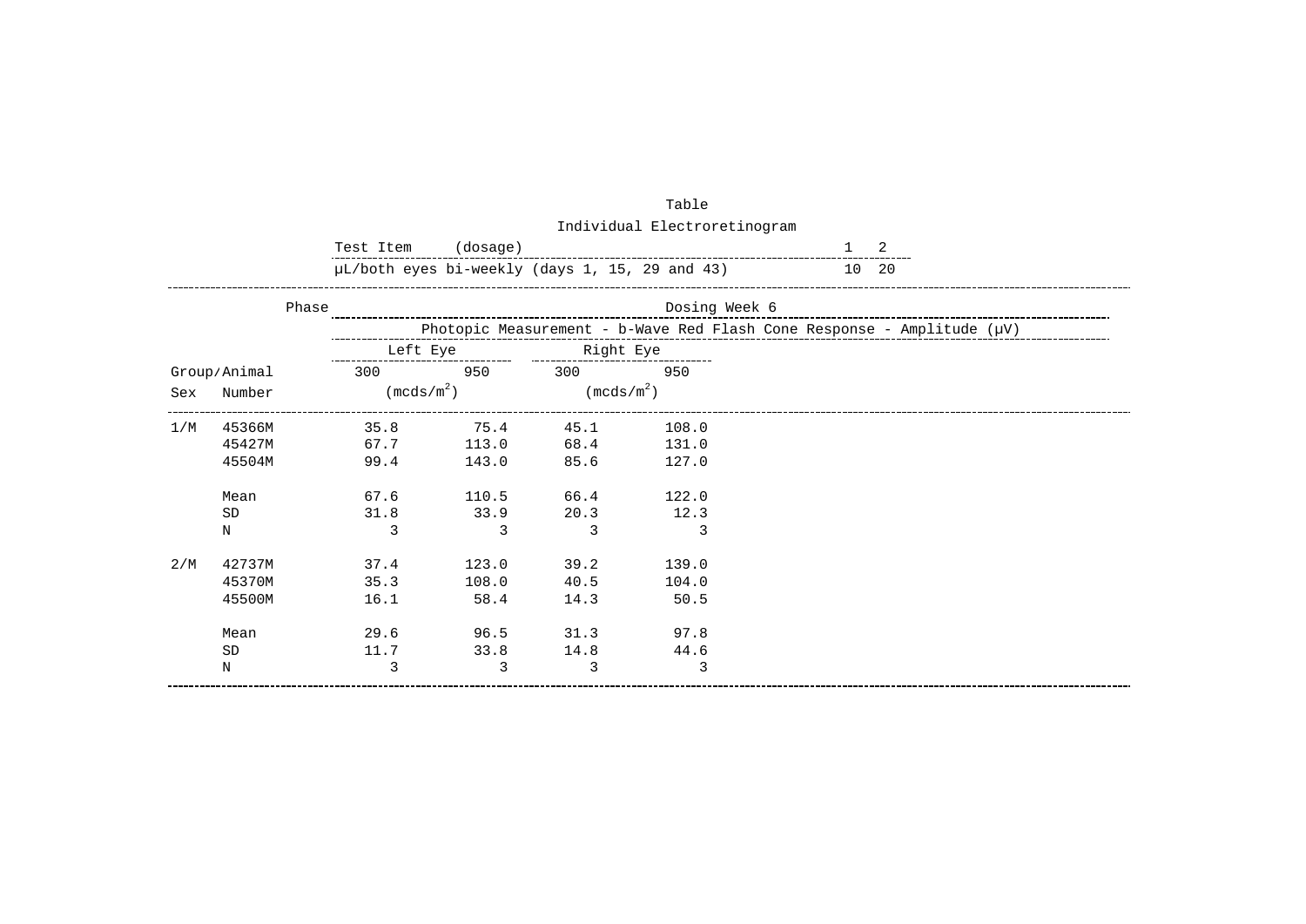Table

Individual Electroretinogram

| Test Item (dosage) | 1 | 2 |
|---|---|---|
| µL/both eyes bi-weekly (days 1, 15, 29 and 43) | 10 | 20 |

| Group/Sex | Animal Number | Left Eye 300 ($mcds/m^2$) | Left Eye 950 ($mcds/m^2$) | Right Eye 300 ($mcds/m^2$) | Right Eye 950 ($mcds/m^2$) |
|---|---|---|---|---|---|
| | Phase: Dosing Week 6 — Photopic Measurement - b-Wave Red Flash Cone Response - Amplitude (µV) | | | | |
| 1/M | 45366M | 35.8 | 75.4 | 45.1 | 108.0 |
| | 45427M | 67.7 | 113.0 | 68.4 | 131.0 |
| | 45504M | 99.4 | 143.0 | 85.6 | 127.0 |
| | Mean | 67.6 | 110.5 | 66.4 | 122.0 |
| | SD | 31.8 | 33.9 | 20.3 | 12.3 |
| | N | 3 | 3 | 3 | 3 |
| 2/M | 42737M | 37.4 | 123.0 | 39.2 | 139.0 |
| | 45370M | 35.3 | 108.0 | 40.5 | 104.0 |
| | 45500M | 16.1 | 58.4 | 14.3 | 50.5 |
| | Mean | 29.6 | 96.5 | 31.3 | 97.8 |
| | SD | 11.7 | 33.8 | 14.8 | 44.6 |
| | N | 3 | 3 | 3 | 3 |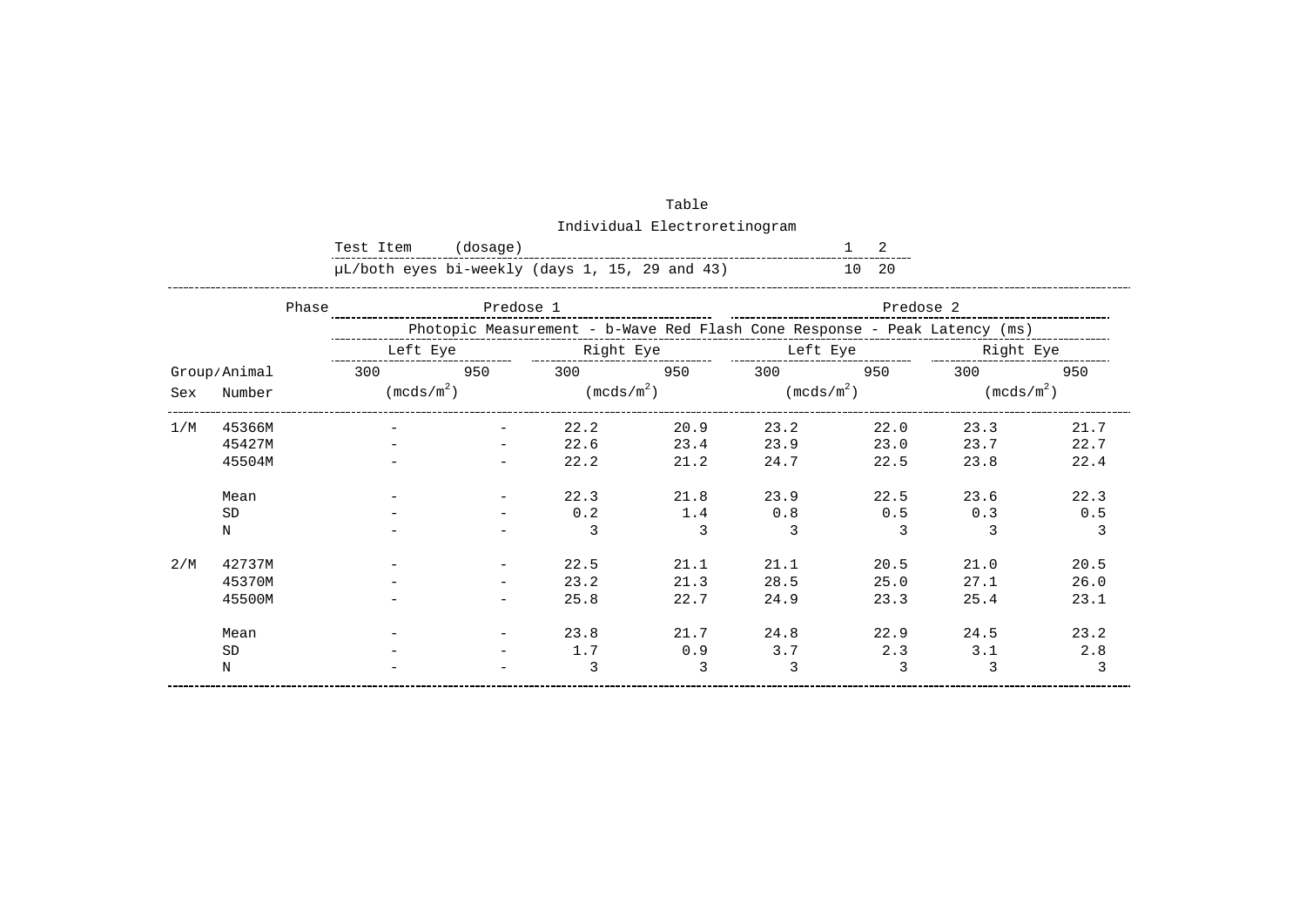Table

Individual Electroretinogram

| Test Item (dosage) | 1 | 2 |
|---|---|---|
| μL/both eyes bi-weekly (days 1, 15, 29 and 43) | 10 | 20 |

| | Phase | Predose 1 | | | | Predose 2 | | | |
|---|---|---|---|---|---|---|---|---|---|
| | | Photopic Measurement - b-Wave Red Flash Cone Response - Peak Latency (ms) | | | | | | | |
| | | Left Eye | | Right Eye | | Left Eye | | Right Eye | |
| Group/Sex | Animal Number | 300 ($mcds/m^2$) | 950 | 300 ($mcds/m^2$) | 950 | 300 ($mcds/m^2$) | 950 | 300 ($mcds/m^2$) | 950 |
| 1/M | 45366M | - | - | 22.2 | 20.9 | 23.2 | 22.0 | 23.3 | 21.7 |
| | 45427M | - | - | 22.6 | 23.4 | 23.9 | 23.0 | 23.7 | 22.7 |
| | 45504M | - | - | 22.2 | 21.2 | 24.7 | 22.5 | 23.8 | 22.4 |
| | Mean | - | - | 22.3 | 21.8 | 23.9 | 22.5 | 23.6 | 22.3 |
| | SD | - | - | 0.2 | 1.4 | 0.8 | 0.5 | 0.3 | 0.5 |
| | N | - | - | 3 | 3 | 3 | 3 | 3 | 3 |
| 2/M | 42737M | - | - | 22.5 | 21.1 | 21.1 | 20.5 | 21.0 | 20.5 |
| | 45370M | - | - | 23.2 | 21.3 | 28.5 | 25.0 | 27.1 | 26.0 |
| | 45500M | - | - | 25.8 | 22.7 | 24.9 | 23.3 | 25.4 | 23.1 |
| | Mean | - | - | 23.8 | 21.7 | 24.8 | 22.9 | 24.5 | 23.2 |
| | SD | - | - | 1.7 | 0.9 | 3.7 | 2.3 | 3.1 | 2.8 |
| | N | - | - | 3 | 3 | 3 | 3 | 3 | 3 |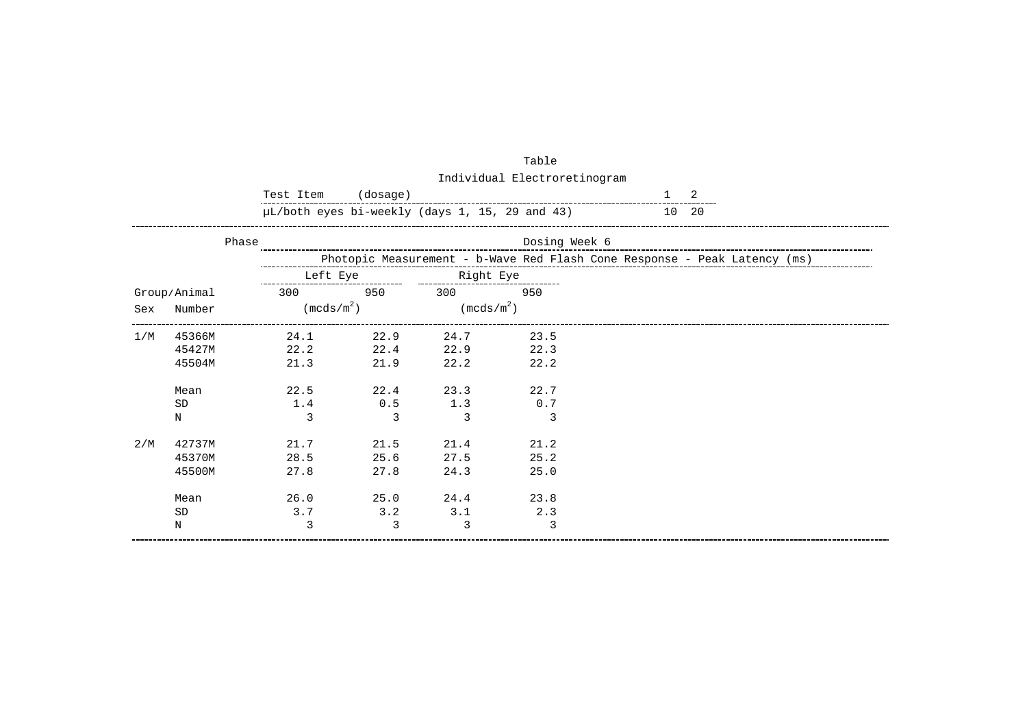Table

Individual Electroretinogram

| Test Item (dosage) | 1 | 2 |
|---|---|---|
| μL/both eyes bi-weekly (days 1, 15, 29 and 43) | 10 | 20 |

| Group/Animal Sex | Number | Dosing Week 6 Photopic Measurement - b-Wave Red Flash Cone Response - Peak Latency (ms) Left Eye 300 ($mcds/m^2$) | 950 | Right Eye 300 ($mcds/m^2$) | 950 |
|---|---|---|---|---|---|
| 1/M | 45366M | 24.1 | 22.9 | 24.7 | 23.5 |
| | 45427M | 22.2 | 22.4 | 22.9 | 22.3 |
| | 45504M | 21.3 | 21.9 | 22.2 | 22.2 |
| | Mean | 22.5 | 22.4 | 23.3 | 22.7 |
| | SD | 1.4 | 0.5 | 1.3 | 0.7 |
| | N | 3 | 3 | 3 | 3 |
| 2/M | 42737M | 21.7 | 21.5 | 21.4 | 21.2 |
| | 45370M | 28.5 | 25.6 | 27.5 | 25.2 |
| | 45500M | 27.8 | 27.8 | 24.3 | 25.0 |
| | Mean | 26.0 | 25.0 | 24.4 | 23.8 |
| | SD | 3.7 | 3.2 | 3.1 | 2.3 |
| | N | 3 | 3 | 3 | 3 |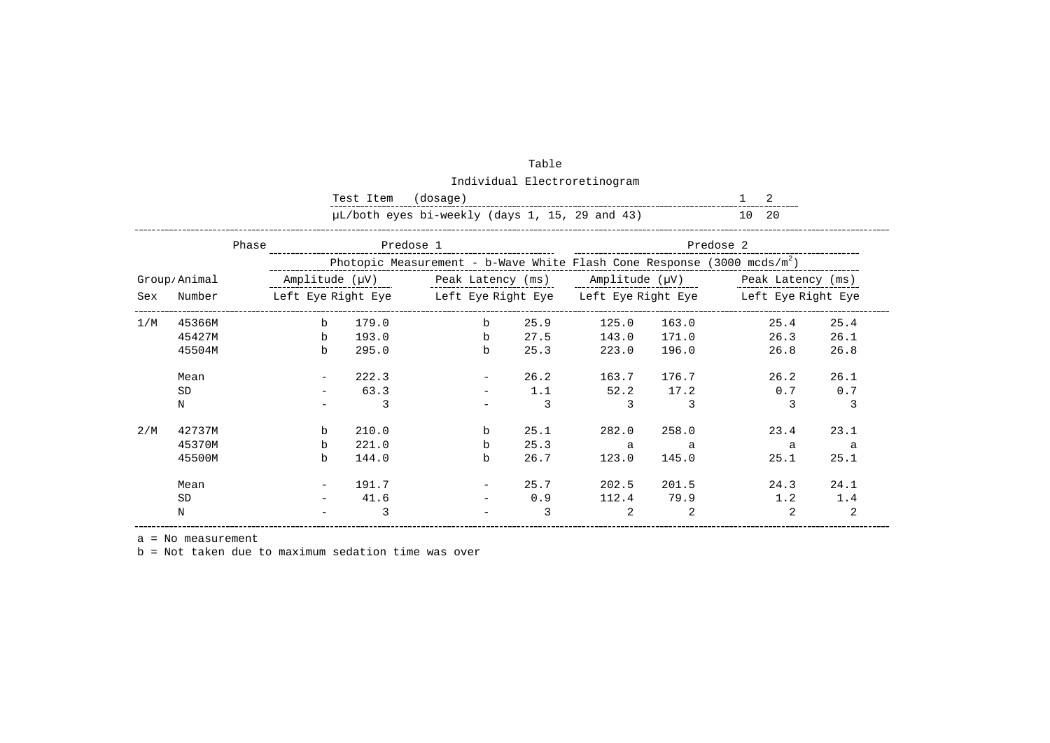Table

Individual Electroretinogram

| Test Item (dosage) | 1 | 2 |
|---|---|---|
| µL/both eyes bi-weekly (days 1, 15, 29 and 43) | 10 | 20 |

| Phase | | Predose 1 | | | | Predose 2 | | | |
|---|---|---|---|---|---|---|---|---|---|
| | | Photopic Measurement - b-Wave White Flash Cone Response (3000 mcds/m$^2$) | | | | | | | |
| Group/ Sex | Animal Number | Amplitude (µV) | | Peak Latency (ms) | | Amplitude (µV) | | Peak Latency (ms) | |
| | | Left Eye | Right Eye | Left Eye | Right Eye | Left Eye | Right Eye | Left Eye | Right Eye |
| 1/M | 45366M | b | 179.0 | b | 25.9 | 125.0 | 163.0 | 25.4 | 25.4 |
| | 45427M | b | 193.0 | b | 27.5 | 143.0 | 171.0 | 26.3 | 26.1 |
| | 45504M | b | 295.0 | b | 25.3 | 223.0 | 196.0 | 26.8 | 26.8 |
| | Mean | - | 222.3 | - | 26.2 | 163.7 | 176.7 | 26.2 | 26.1 |
| | SD | - | 63.3 | - | 1.1 | 52.2 | 17.2 | 0.7 | 0.7 |
| | N | - | 3 | - | 3 | 3 | 3 | 3 | 3 |
| 2/M | 42737M | b | 210.0 | b | 25.1 | 282.0 | 258.0 | 23.4 | 23.1 |
| | 45370M | b | 221.0 | b | 25.3 | a | a | a | a |
| | 45500M | b | 144.0 | b | 26.7 | 123.0 | 145.0 | 25.1 | 25.1 |
| | Mean | - | 191.7 | - | 25.7 | 202.5 | 201.5 | 24.3 | 24.1 |
| | SD | - | 41.6 | - | 0.9 | 112.4 | 79.9 | 1.2 | 1.4 |
| | N | - | 3 | - | 3 | 2 | 2 | 2 | 2 |

a = No measurement

b = Not taken due to maximum sedation time was over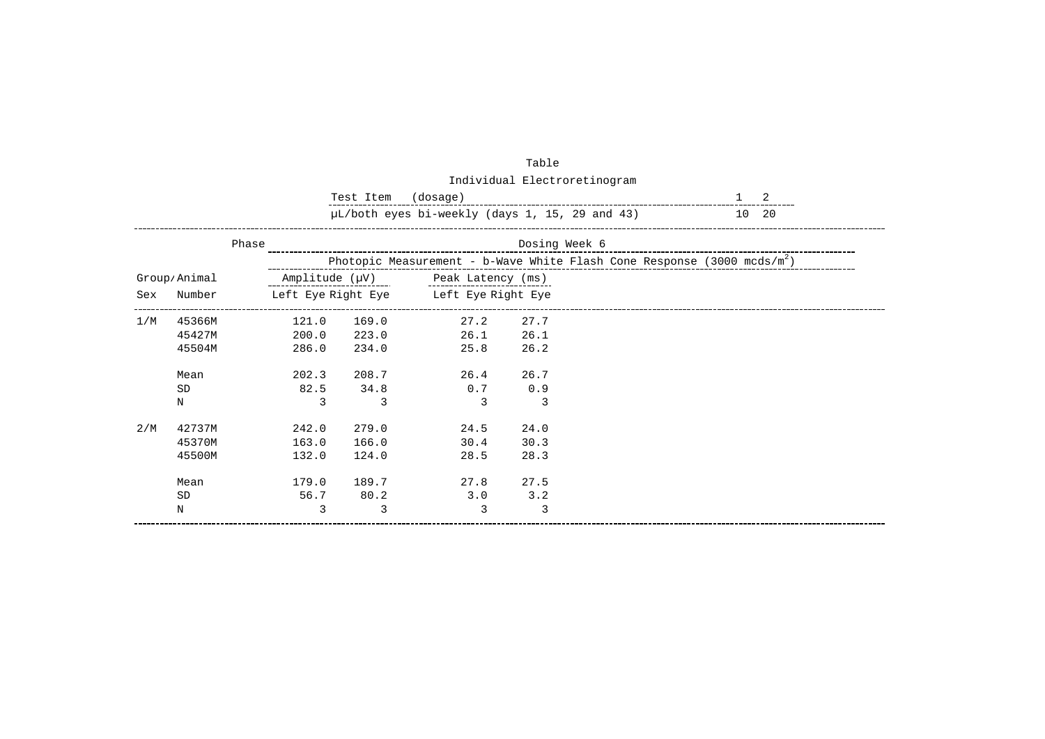Table

Individual Electroretinogram

| Test Item (dosage) | 1 | 2 |
|---|---|---|
| µL/both eyes bi-weekly (days 1, 15, 29 and 43) | 10 | 20 |

| | Phase | Dosing Week 6 | | | |
|---|---|---|---|---|---|
| | | Photopic Measurement - b-Wave White Flash Cone Response (3000 mcds/m$^2$) | | | |
| | | Amplitude (µV) | | Peak Latency (ms) | |
| Group/Sex | Animal Number | Left Eye | Right Eye | Left Eye | Right Eye |
| 1/M | 45366M | 121.0 | 169.0 | 27.2 | 27.7 |
| | 45427M | 200.0 | 223.0 | 26.1 | 26.1 |
| | 45504M | 286.0 | 234.0 | 25.8 | 26.2 |
| | Mean | 202.3 | 208.7 | 26.4 | 26.7 |
| | SD | 82.5 | 34.8 | 0.7 | 0.9 |
| | N | 3 | 3 | 3 | 3 |
| 2/M | 42737M | 242.0 | 279.0 | 24.5 | 24.0 |
| | 45370M | 163.0 | 166.0 | 30.4 | 30.3 |
| | 45500M | 132.0 | 124.0 | 28.5 | 28.3 |
| | Mean | 179.0 | 189.7 | 27.8 | 27.5 |
| | SD | 56.7 | 80.2 | 3.0 | 3.2 |
| | N | 3 | 3 | 3 | 3 |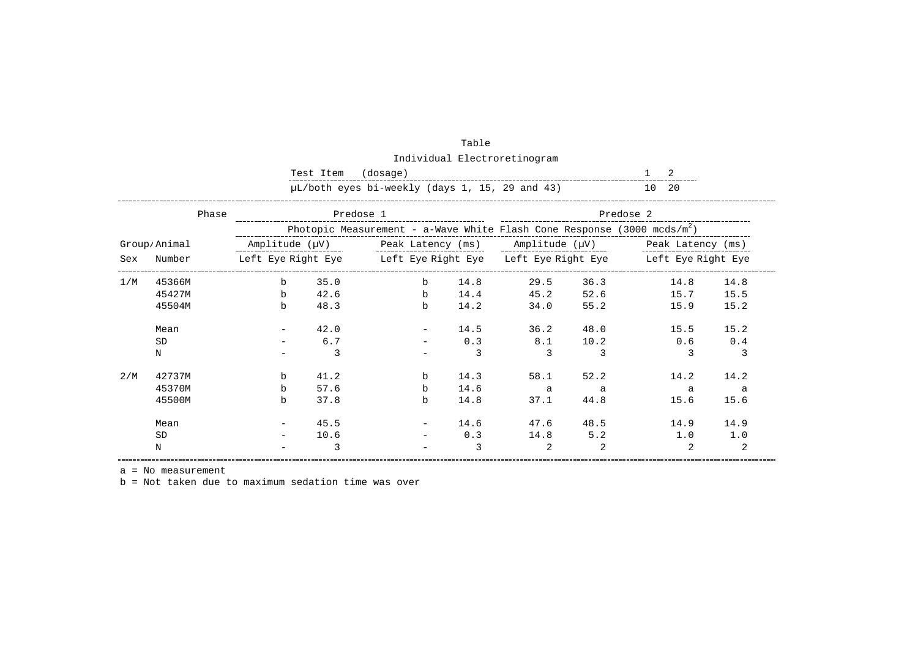Table

Individual Electroretinogram

| Test Item (dosage) | 1 | 2 |
|---|---|---|
| µL/both eyes bi-weekly (days 1, 15, 29 and 43) | 10 | 20 |

| Group/Sex | Animal Number | Predose 1 Amplitude (µV) Left Eye | Predose 1 Amplitude (µV) Right Eye | Predose 1 Peak Latency (ms) Left Eye | Predose 1 Peak Latency (ms) Right Eye | Predose 2 Amplitude (µV) Left Eye | Predose 2 Amplitude (µV) Right Eye | Predose 2 Peak Latency (ms) Left Eye | Predose 2 Peak Latency (ms) Right Eye |
|---|---|---|---|---|---|---|---|---|---|
| | | Photopic Measurement - a-Wave White Flash Cone Response (3000 mcds/m$^2$) | | | | | | | |
| 1/M | 45366M | b | 35.0 | b | 14.8 | 29.5 | 36.3 | 14.8 | 14.8 |
| | 45427M | b | 42.6 | b | 14.4 | 45.2 | 52.6 | 15.7 | 15.5 |
| | 45504M | b | 48.3 | b | 14.2 | 34.0 | 55.2 | 15.9 | 15.2 |
| | Mean | - | 42.0 | - | 14.5 | 36.2 | 48.0 | 15.5 | 15.2 |
| | SD | - | 6.7 | - | 0.3 | 8.1 | 10.2 | 0.6 | 0.4 |
| | N | - | 3 | - | 3 | 3 | 3 | 3 | 3 |
| 2/M | 42737M | b | 41.2 | b | 14.3 | 58.1 | 52.2 | 14.2 | 14.2 |
| | 45370M | b | 57.6 | b | 14.6 | a | a | a | a |
| | 45500M | b | 37.8 | b | 14.8 | 37.1 | 44.8 | 15.6 | 15.6 |
| | Mean | - | 45.5 | - | 14.6 | 47.6 | 48.5 | 14.9 | 14.9 |
| | SD | - | 10.6 | - | 0.3 | 14.8 | 5.2 | 1.0 | 1.0 |
| | N | - | 3 | - | 3 | 2 | 2 | 2 | 2 |

a = No measurement

b = Not taken due to maximum sedation time was over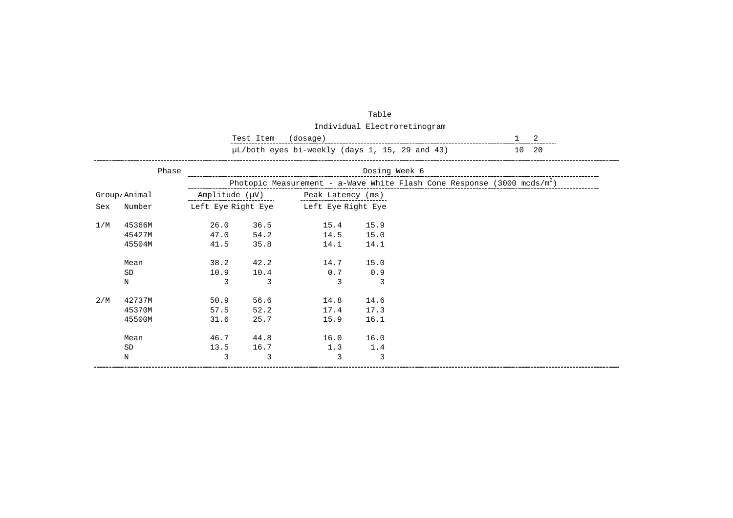Table

Individual Electroretinogram

| Test Item (dosage) | 1 | 2 |
|---|---|---|
| μL/both eyes bi-weekly (days 1, 15, 29 and 43) | 10 | 20 |

| Group/Sex | Animal Number | Dosing Week 6 | | | |
|---|---|---|---|---|---|
| | | Photopic Measurement - a-Wave White Flash Cone Response (3000 mcds/m$^2$) | | | |
| | | Amplitude (μV) | | Peak Latency (ms) | |
| | | Left Eye | Right Eye | Left Eye | Right Eye |
| 1/M | 45366M | 26.0 | 36.5 | 15.4 | 15.9 |
| | 45427M | 47.0 | 54.2 | 14.5 | 15.0 |
| | 45504M | 41.5 | 35.8 | 14.1 | 14.1 |
| | Mean | 38.2 | 42.2 | 14.7 | 15.0 |
| | SD | 10.9 | 10.4 | 0.7 | 0.9 |
| | N | 3 | 3 | 3 | 3 |
| 2/M | 42737M | 50.9 | 56.6 | 14.8 | 14.6 |
| | 45370M | 57.5 | 52.2 | 17.4 | 17.3 |
| | 45500M | 31.6 | 25.7 | 15.9 | 16.1 |
| | Mean | 46.7 | 44.8 | 16.0 | 16.0 |
| | SD | 13.5 | 16.7 | 1.3 | 1.4 |
| | N | 3 | 3 | 3 | 3 |